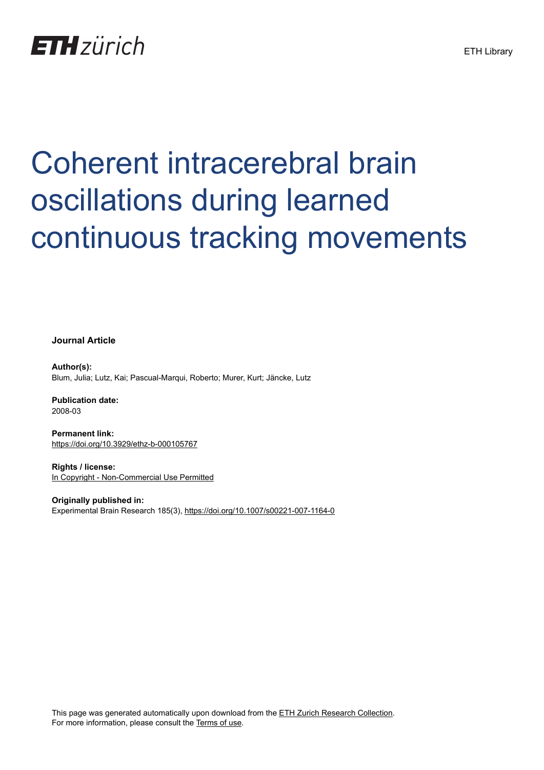ETH zürich

ETH Library

# Coherent intracerebral brain oscillations during learned continuous tracking movements

**Journal Article**

**Author(s):**
Blum, Julia; Lutz, Kai; Pascual-Marqui, Roberto; Murer, Kurt; Jäncke, Lutz

**Publication date:**
2008-03

**Permanent link:**
https://doi.org/10.3929/ethz-b-000105767

**Rights / license:**
In Copyright - Non-Commercial Use Permitted

**Originally published in:**
Experimental Brain Research 185(3), https://doi.org/10.1007/s00221-007-1164-0

This page was generated automatically upon download from the ETH Zurich Research Collection.
For more information, please consult the Terms of use.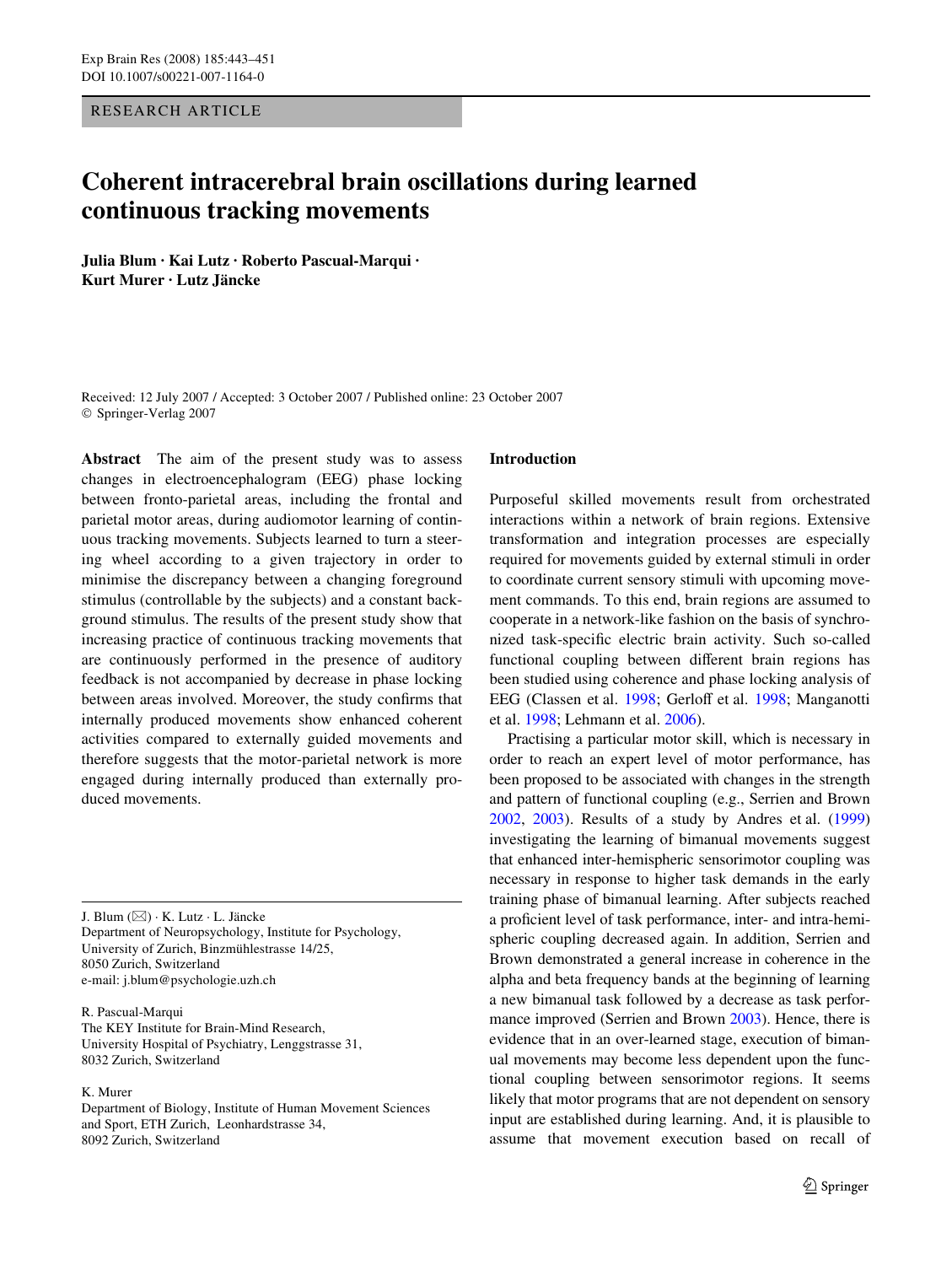# Coherent intracerebral brain oscillations during learned continuous tracking movements

**Julia Blum · Kai Lutz · Roberto Pascual-Marqui · Kurt Murer · Lutz Jäncke**

Received: 12 July 2007 / Accepted: 3 October 2007 / Published online: 23 October 2007
© Springer-Verlag 2007

**Abstract** The aim of the present study was to assess changes in electroencephalogram (EEG) phase locking between fronto-parietal areas, including the frontal and parietal motor areas, during audiomotor learning of continuous tracking movements. Subjects learned to turn a steering wheel according to a given trajectory in order to minimise the discrepancy between a changing foreground stimulus (controllable by the subjects) and a constant background stimulus. The results of the present study show that increasing practice of continuous tracking movements that are continuously performed in the presence of auditory feedback is not accompanied by decrease in phase locking between areas involved. Moreover, the study confirms that internally produced movements show enhanced coherent activities compared to externally guided movements and therefore suggests that the motor-parietal network is more engaged during internally produced than externally produced movements.

J. Blum (✉) · K. Lutz · L. Jäncke
Department of Neuropsychology, Institute for Psychology, University of Zurich, Binzmühlestrasse 14/25, 8050 Zurich, Switzerland
e-mail: j.blum@psychologie.uzh.ch

R. Pascual-Marqui
The KEY Institute for Brain-Mind Research, University Hospital of Psychiatry, Lenggstrasse 31, 8032 Zurich, Switzerland

K. Murer
Department of Biology, Institute of Human Movement Sciences and Sport, ETH Zurich, Leonhardstrasse 34, 8092 Zurich, Switzerland

## Introduction

Purposeful skilled movements result from orchestrated interactions within a network of brain regions. Extensive transformation and integration processes are especially required for movements guided by external stimuli in order to coordinate current sensory stimuli with upcoming movement commands. To this end, brain regions are assumed to cooperate in a network-like fashion on the basis of synchronized task-specific electric brain activity. Such so-called functional coupling between different brain regions has been studied using coherence and phase locking analysis of EEG (Classen et al. 1998; Gerloff et al. 1998; Manganotti et al. 1998; Lehmann et al. 2006).

Practising a particular motor skill, which is necessary in order to reach an expert level of motor performance, has been proposed to be associated with changes in the strength and pattern of functional coupling (e.g., Serrien and Brown 2002, 2003). Results of a study by Andres et al. (1999) investigating the learning of bimanual movements suggest that enhanced inter-hemispheric sensorimotor coupling was necessary in response to higher task demands in the early training phase of bimanual learning. After subjects reached a proficient level of task performance, inter- and intra-hemispheric coupling decreased again. In addition, Serrien and Brown demonstrated a general increase in coherence in the alpha and beta frequency bands at the beginning of learning a new bimanual task followed by a decrease as task performance improved (Serrien and Brown 2003). Hence, there is evidence that in an over-learned stage, execution of bimanual movements may become less dependent upon the functional coupling between sensorimotor regions. It seems likely that motor programs that are not dependent on sensory input are established during learning. And, it is plausible to assume that movement execution based on recall of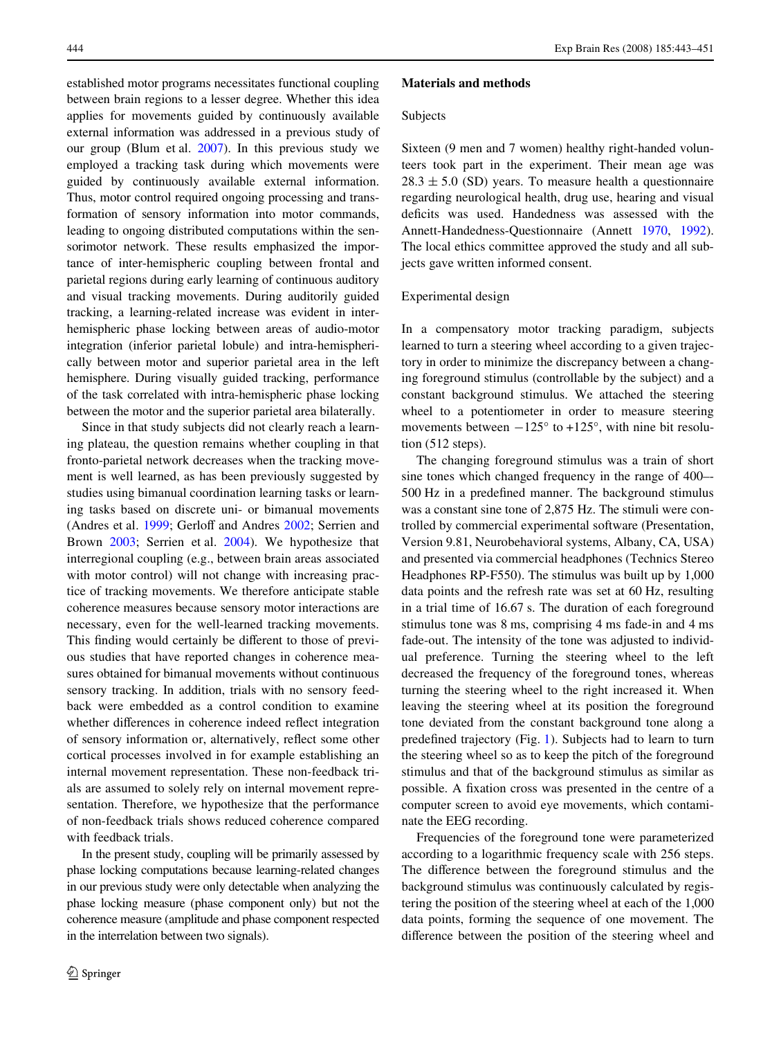established motor programs necessitates functional coupling between brain regions to a lesser degree. Whether this idea applies for movements guided by continuously available external information was addressed in a previous study of our group (Blum et al. 2007). In this previous study we employed a tracking task during which movements were guided by continuously available external information. Thus, motor control required ongoing processing and transformation of sensory information into motor commands, leading to ongoing distributed computations within the sensorimotor network. These results emphasized the importance of inter-hemispheric coupling between frontal and parietal regions during early learning of continuous auditory and visual tracking movements. During auditorily guided tracking, a learning-related increase was evident in inter-hemispheric phase locking between areas of audio-motor integration (inferior parietal lobule) and intra-hemispherically between motor and superior parietal area in the left hemisphere. During visually guided tracking, performance of the task correlated with intra-hemispheric phase locking between the motor and the superior parietal area bilaterally.

Since in that study subjects did not clearly reach a learning plateau, the question remains whether coupling in that fronto-parietal network decreases when the tracking movement is well learned, as has been previously suggested by studies using bimanual coordination learning tasks or learning tasks based on discrete uni- or bimanual movements (Andres et al. 1999; Gerloff and Andres 2002; Serrien and Brown 2003; Serrien et al. 2004). We hypothesize that interregional coupling (e.g., between brain areas associated with motor control) will not change with increasing practice of tracking movements. We therefore anticipate stable coherence measures because sensory motor interactions are necessary, even for the well-learned tracking movements. This finding would certainly be different to those of previous studies that have reported changes in coherence measures obtained for bimanual movements without continuous sensory tracking. In addition, trials with no sensory feedback were embedded as a control condition to examine whether differences in coherence indeed reflect integration of sensory information or, alternatively, reflect some other cortical processes involved in for example establishing an internal movement representation. These non-feedback trials are assumed to solely rely on internal movement representation. Therefore, we hypothesize that the performance of non-feedback trials shows reduced coherence compared with feedback trials.

In the present study, coupling will be primarily assessed by phase locking computations because learning-related changes in our previous study were only detectable when analyzing the phase locking measure (phase component only) but not the coherence measure (amplitude and phase component respected in the interrelation between two signals).

## Materials and methods

### Subjects

Sixteen (9 men and 7 women) healthy right-handed volunteers took part in the experiment. Their mean age was $28.3 \pm 5.0$ (SD) years. To measure health a questionnaire regarding neurological health, drug use, hearing and visual deficits was used. Handedness was assessed with the Annett-Handedness-Questionnaire (Annett 1970, 1992). The local ethics committee approved the study and all subjects gave written informed consent.

### Experimental design

In a compensatory motor tracking paradigm, subjects learned to turn a steering wheel according to a given trajectory in order to minimize the discrepancy between a changing foreground stimulus (controllable by the subject) and a constant background stimulus. We attached the steering wheel to a potentiometer in order to measure steering movements between $-125°$ to $+125°$, with nine bit resolution (512 steps).

The changing foreground stimulus was a train of short sine tones which changed frequency in the range of 400–-500 Hz in a predefined manner. The background stimulus was a constant sine tone of 2,875 Hz. The stimuli were controlled by commercial experimental software (Presentation, Version 9.81, Neurobehavioral systems, Albany, CA, USA) and presented via commercial headphones (Technics Stereo Headphones RP-F550). The stimulus was built up by 1,000 data points and the refresh rate was set at 60 Hz, resulting in a trial time of 16.67 s. The duration of each foreground stimulus tone was 8 ms, comprising 4 ms fade-in and 4 ms fade-out. The intensity of the tone was adjusted to individual preference. Turning the steering wheel to the left decreased the frequency of the foreground tones, whereas turning the steering wheel to the right increased it. When leaving the steering wheel at its position the foreground tone deviated from the constant background tone along a predefined trajectory (Fig. 1). Subjects had to learn to turn the steering wheel so as to keep the pitch of the foreground stimulus and that of the background stimulus as similar as possible. A fixation cross was presented in the centre of a computer screen to avoid eye movements, which contaminate the EEG recording.

Frequencies of the foreground tone were parameterized according to a logarithmic frequency scale with 256 steps. The difference between the foreground stimulus and the background stimulus was continuously calculated by registering the position of the steering wheel at each of the 1,000 data points, forming the sequence of one movement. The difference between the position of the steering wheel and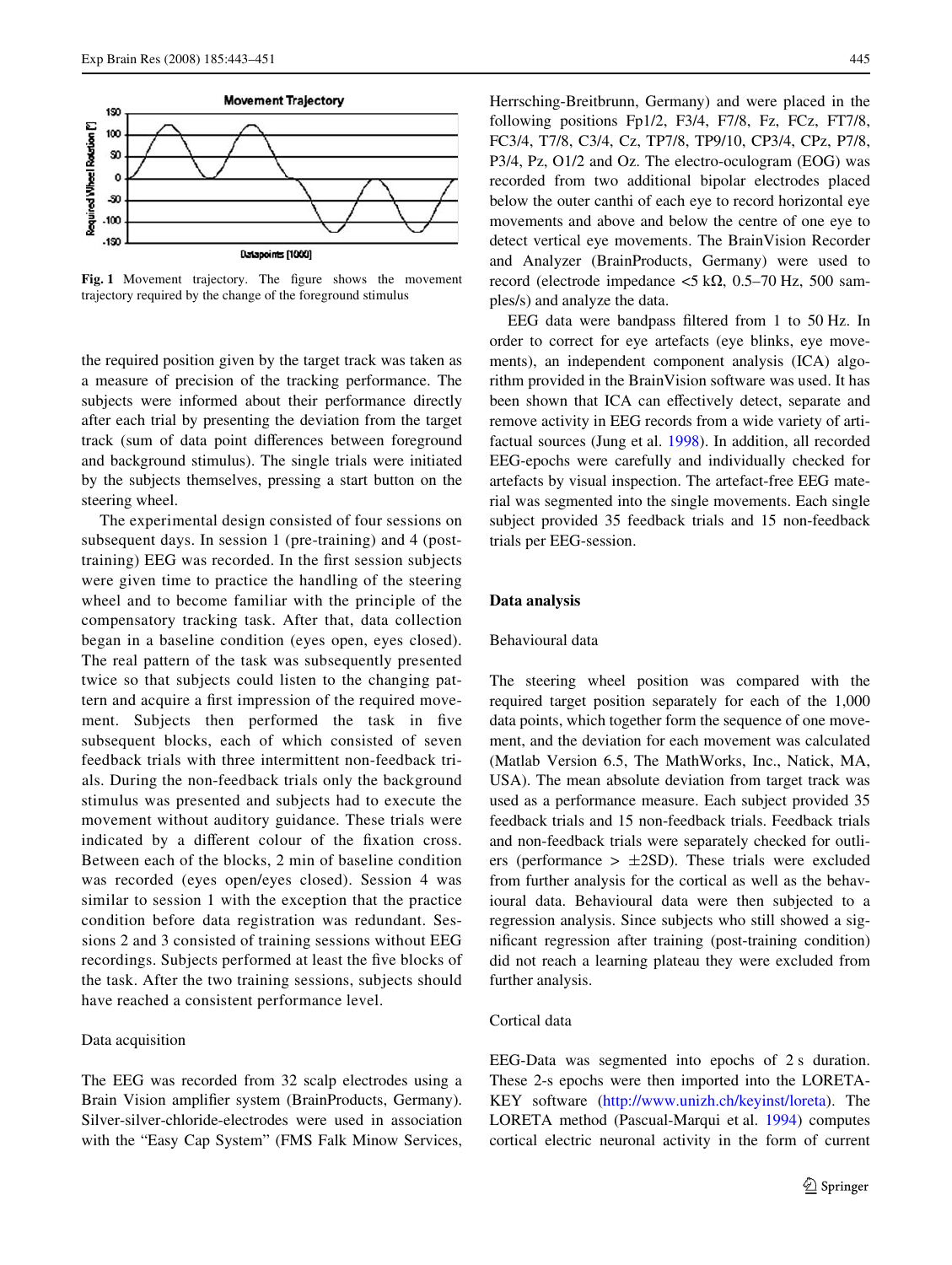**Fig. 1** Movement trajectory. The figure shows the movement trajectory required by the change of the foreground stimulus

the required position given by the target track was taken as a measure of precision of the tracking performance. The subjects were informed about their performance directly after each trial by presenting the deviation from the target track (sum of data point differences between foreground and background stimulus). The single trials were initiated by the subjects themselves, pressing a start button on the steering wheel.

The experimental design consisted of four sessions on subsequent days. In session 1 (pre-training) and 4 (post-training) EEG was recorded. In the first session subjects were given time to practice the handling of the steering wheel and to become familiar with the principle of the compensatory tracking task. After that, data collection began in a baseline condition (eyes open, eyes closed). The real pattern of the task was subsequently presented twice so that subjects could listen to the changing pattern and acquire a first impression of the required movement. Subjects then performed the task in five subsequent blocks, each of which consisted of seven feedback trials with three intermittent non-feedback trials. During the non-feedback trials only the background stimulus was presented and subjects had to execute the movement without auditory guidance. These trials were indicated by a different colour of the fixation cross. Between each of the blocks, 2 min of baseline condition was recorded (eyes open/eyes closed). Session 4 was similar to session 1 with the exception that the practice condition before data registration was redundant. Sessions 2 and 3 consisted of training sessions without EEG recordings. Subjects performed at least the five blocks of the task. After the two training sessions, subjects should have reached a consistent performance level.

### Data acquisition

The EEG was recorded from 32 scalp electrodes using a Brain Vision amplifier system (BrainProducts, Germany). Silver-silver-chloride-electrodes were used in association with the "Easy Cap System" (FMS Falk Minow Services, Herrsching-Breitbrunn, Germany) and were placed in the following positions Fp1/2, F3/4, F7/8, Fz, FCz, FT7/8, FC3/4, T7/8, C3/4, Cz, TP7/8, TP9/10, CP3/4, CPz, P7/8, P3/4, Pz, O1/2 and Oz. The electro-oculogram (EOG) was recorded from two additional bipolar electrodes placed below the outer canthi of each eye to record horizontal eye movements and above and below the centre of one eye to detect vertical eye movements. The BrainVision Recorder and Analyzer (BrainProducts, Germany) were used to record (electrode impedance <5 kΩ, 0.5–70 Hz, 500 samples/s) and analyze the data.

EEG data were bandpass filtered from 1 to 50 Hz. In order to correct for eye artefacts (eye blinks, eye movements), an independent component analysis (ICA) algorithm provided in the BrainVision software was used. It has been shown that ICA can effectively detect, separate and remove activity in EEG records from a wide variety of artifactual sources (Jung et al. 1998). In addition, all recorded EEG-epochs were carefully and individually checked for artefacts by visual inspection. The artefact-free EEG material was segmented into the single movements. Each single subject provided 35 feedback trials and 15 non-feedback trials per EEG-session.

## Data analysis

### Behavioural data

The steering wheel position was compared with the required target position separately for each of the 1,000 data points, which together form the sequence of one movement, and the deviation for each movement was calculated (Matlab Version 6.5, The MathWorks, Inc., Natick, MA, USA). The mean absolute deviation from target track was used as a performance measure. Each subject provided 35 feedback trials and 15 non-feedback trials. Feedback trials and non-feedback trials were separately checked for outliers (performance > ±2SD). These trials were excluded from further analysis for the cortical as well as the behavioural data. Behavioural data were then subjected to a regression analysis. Since subjects who still showed a significant regression after training (post-training condition) did not reach a learning plateau they were excluded from further analysis.

### Cortical data

EEG-Data was segmented into epochs of 2 s duration. These 2-s epochs were then imported into the LORETA-KEY software (http://www.unizh.ch/keyinst/loreta). The LORETA method (Pascual-Marqui et al. 1994) computes cortical electric neuronal activity in the form of current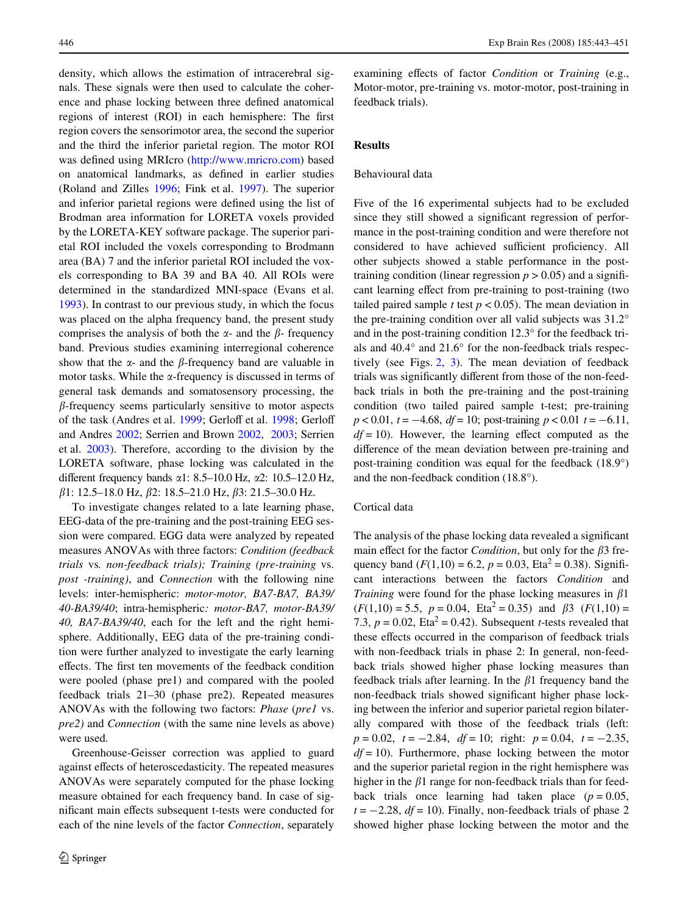density, which allows the estimation of intracerebral signals. These signals were then used to calculate the coherence and phase locking between three defined anatomical regions of interest (ROI) in each hemisphere: The first region covers the sensorimotor area, the second the superior and the third the inferior parietal region. The motor ROI was defined using MRIcro (http://www.mricro.com) based on anatomical landmarks, as defined in earlier studies (Roland and Zilles 1996; Fink et al. 1997). The superior and inferior parietal regions were defined using the list of Brodman area information for LORETA voxels provided by the LORETA-KEY software package. The superior parietal ROI included the voxels corresponding to Brodmann area (BA) 7 and the inferior parietal ROI included the voxels corresponding to BA 39 and BA 40. All ROIs were determined in the standardized MNI-space (Evans et al. 1993). In contrast to our previous study, in which the focus was placed on the alpha frequency band, the present study comprises the analysis of both the $\alpha$- and the $\beta$- frequency band. Previous studies examining interregional coherence show that the $\alpha$- and the $\beta$-frequency band are valuable in motor tasks. While the $\alpha$-frequency is discussed in terms of general task demands and somatosensory processing, the $\beta$-frequency seems particularly sensitive to motor aspects of the task (Andres et al. 1999; Gerloff et al. 1998; Gerloff and Andres 2002; Serrien and Brown 2002, 2003; Serrien et al. 2003). Therefore, according to the division by the LORETA software, phase locking was calculated in the different frequency bands $\alpha 1$: 8.5–10.0 Hz, $\alpha 2$: 10.5–12.0 Hz, $\beta 1$: 12.5–18.0 Hz, $\beta 2$: 18.5–21.0 Hz, $\beta 3$: 21.5–30.0 Hz.

To investigate changes related to a late learning phase, EEG-data of the pre-training and the post-training EEG session were compared. EGG data were analyzed by repeated measures ANOVAs with three factors: *Condition (feedback trials* vs*. non-feedback trials); Training (pre-training* vs. *post -training)*, and *Connection* with the following nine levels: inter-hemispheric: *motor-motor, BA7-BA7, BA39/40-BA39/40*; intra-hemispheric*: motor-BA7, motor-BA39/40, BA7-BA39/40*, each for the left and the right hemisphere. Additionally, EEG data of the pre-training condition were further analyzed to investigate the early learning effects. The first ten movements of the feedback condition were pooled (phase pre1) and compared with the pooled feedback trials 21–30 (phase pre2). Repeated measures ANOVAs with the following two factors: *Phase* (*pre1* vs. *pre2)* and *Connection* (with the same nine levels as above) were used.

Greenhouse-Geisser correction was applied to guard against effects of heteroscedasticity. The repeated measures ANOVAs were separately computed for the phase locking measure obtained for each frequency band. In case of significant main effects subsequent t-tests were conducted for each of the nine levels of the factor *Connection*, separately examining effects of factor *Condition* or *Training* (e.g., Motor-motor, pre-training vs. motor-motor, post-training in feedback trials).

## Results

### Behavioural data

Five of the 16 experimental subjects had to be excluded since they still showed a significant regression of performance in the post-training condition and were therefore not considered to have achieved sufficient proficiency. All other subjects showed a stable performance in the post-training condition (linear regression $p > 0.05$) and a significant learning effect from pre-training to post-training (two tailed paired sample $t$ test $p < 0.05$). The mean deviation in the pre-training condition over all valid subjects was 31.2° and in the post-training condition 12.3° for the feedback trials and 40.4° and 21.6° for the non-feedback trials respectively (see Figs. 2, 3). The mean deviation of feedback trials was significantly different from those of the non-feedback trials in both the pre-training and the post-training condition (two tailed paired sample t-test; pre-training $p < 0.01$, $t = -4.68$, $df = 10$; post-training $p < 0.01$ $t = -6.11$, $df = 10$). However, the learning effect computed as the difference of the mean deviation between pre-training and post-training condition was equal for the feedback (18.9°) and the non-feedback condition (18.8°).

### Cortical data

The analysis of the phase locking data revealed a significant main effect for the factor *Condition*, but only for the $\beta 3$ frequency band ($F(1,10) = 6.2$, $p = 0.03$, $\text{Eta}^2 = 0.38$). Significant interactions between the factors *Condition* and *Training* were found for the phase locking measures in $\beta 1$ ($F(1,10) = 5.5$, $p = 0.04$, $\text{Eta}^2 = 0.35$) and $\beta 3$ ($F(1,10) = 7.3$, $p = 0.02$, $\text{Eta}^2 = 0.42$). Subsequent $t$-tests revealed that these effects occurred in the comparison of feedback trials with non-feedback trials in phase 2: In general, non-feedback trials showed higher phase locking measures than feedback trials after learning. In the $\beta 1$ frequency band the non-feedback trials showed significant higher phase locking between the inferior and superior parietal region bilaterally compared with those of the feedback trials (left: $p = 0.02$, $t = -2.84$, $df = 10$; right: $p = 0.04$, $t = -2.35$, $df = 10$). Furthermore, phase locking between the motor and the superior parietal region in the right hemisphere was higher in the $\beta 1$ range for non-feedback trials than for feedback trials once learning had taken place ($p = 0.05$, $t = -2.28$, $df = 10$). Finally, non-feedback trials of phase 2 showed higher phase locking between the motor and the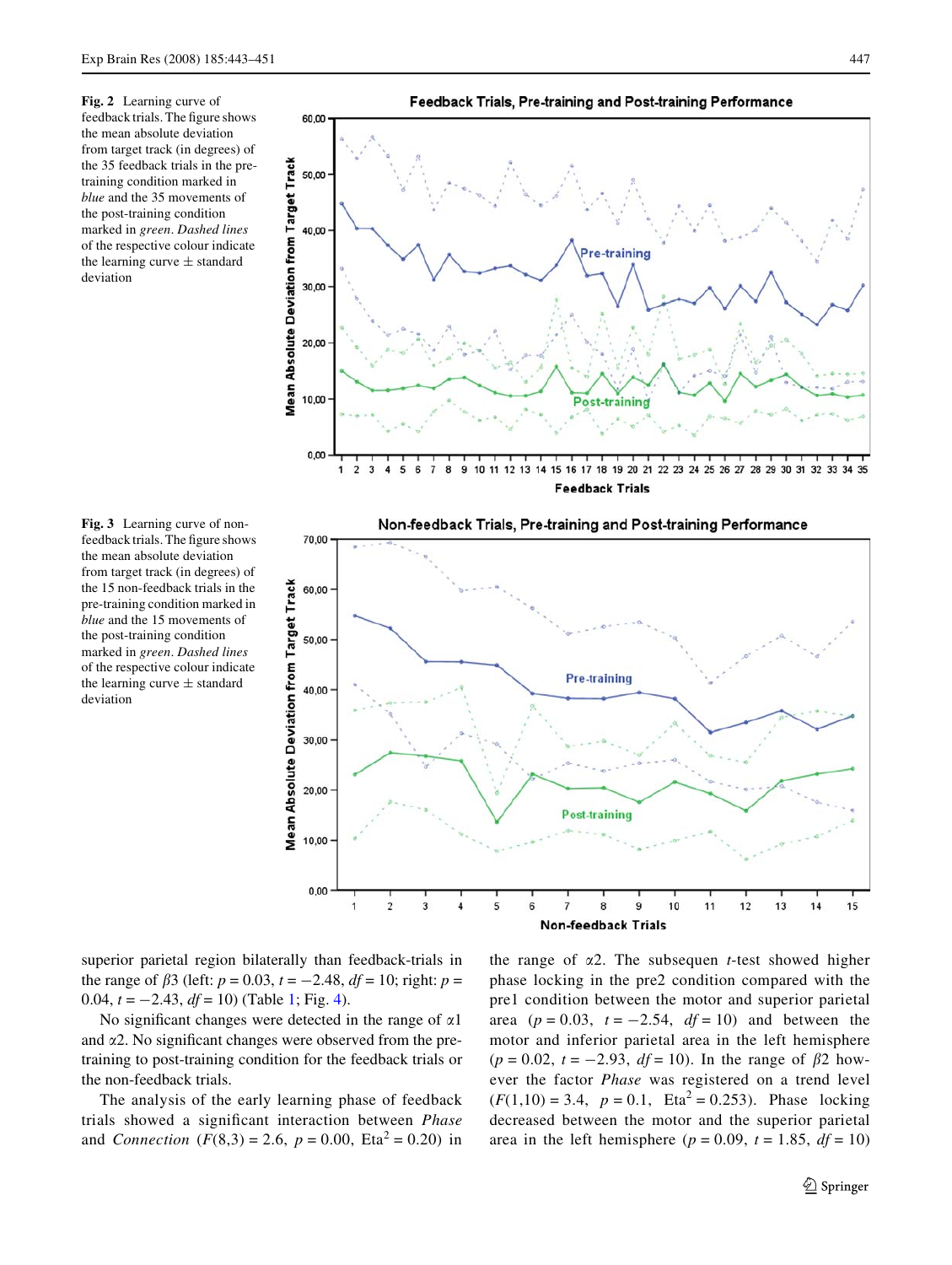**Fig. 2** Learning curve of feedback trials. The figure shows the mean absolute deviation from target track (in degrees) of the 35 feedback trials in the pre-training condition marked in *blue* and the 35 movements of the post-training condition marked in *green*. *Dashed lines* of the respective colour indicate the learning curve ± standard deviation

**Fig. 3** Learning curve of non-feedback trials. The figure shows the mean absolute deviation from target track (in degrees) of the 15 non-feedback trials in the pre-training condition marked in *blue* and the 15 movements of the post-training condition marked in *green*. *Dashed lines* of the respective colour indicate the learning curve ± standard deviation

superior parietal region bilaterally than feedback-trials in the range of $\beta 3$ (left: $p = 0.03$, $t = -2.48$, $df = 10$; right: $p = 0.04$, $t = -2.43$, $df = 10$) (Table 1; Fig. 4).

No significant changes were detected in the range of $\alpha 1$ and $\alpha 2$. No significant changes were observed from the pre-training to post-training condition for the feedback trials or the non-feedback trials.

The analysis of the early learning phase of feedback trials showed a significant interaction between *Phase* and *Connection* ($F(8,3) = 2.6$, $p = 0.00$, $\text{Eta}^2 = 0.20$) in the range of $\alpha 2$. The subsequen *t*-test showed higher phase locking in the pre2 condition compared with the pre1 condition between the motor and superior parietal area ($p = 0.03$, $t = -2.54$, $df = 10$) and between the motor and inferior parietal area in the left hemisphere ($p = 0.02$, $t = -2.93$, $df = 10$). In the range of $\beta 2$ however the factor *Phase* was registered on a trend level ($F(1,10) = 3.4$, $p = 0.1$, $\text{Eta}^2 = 0.253$). Phase locking decreased between the motor and the superior parietal area in the left hemisphere ($p = 0.09$, $t = 1.85$, $df = 10$)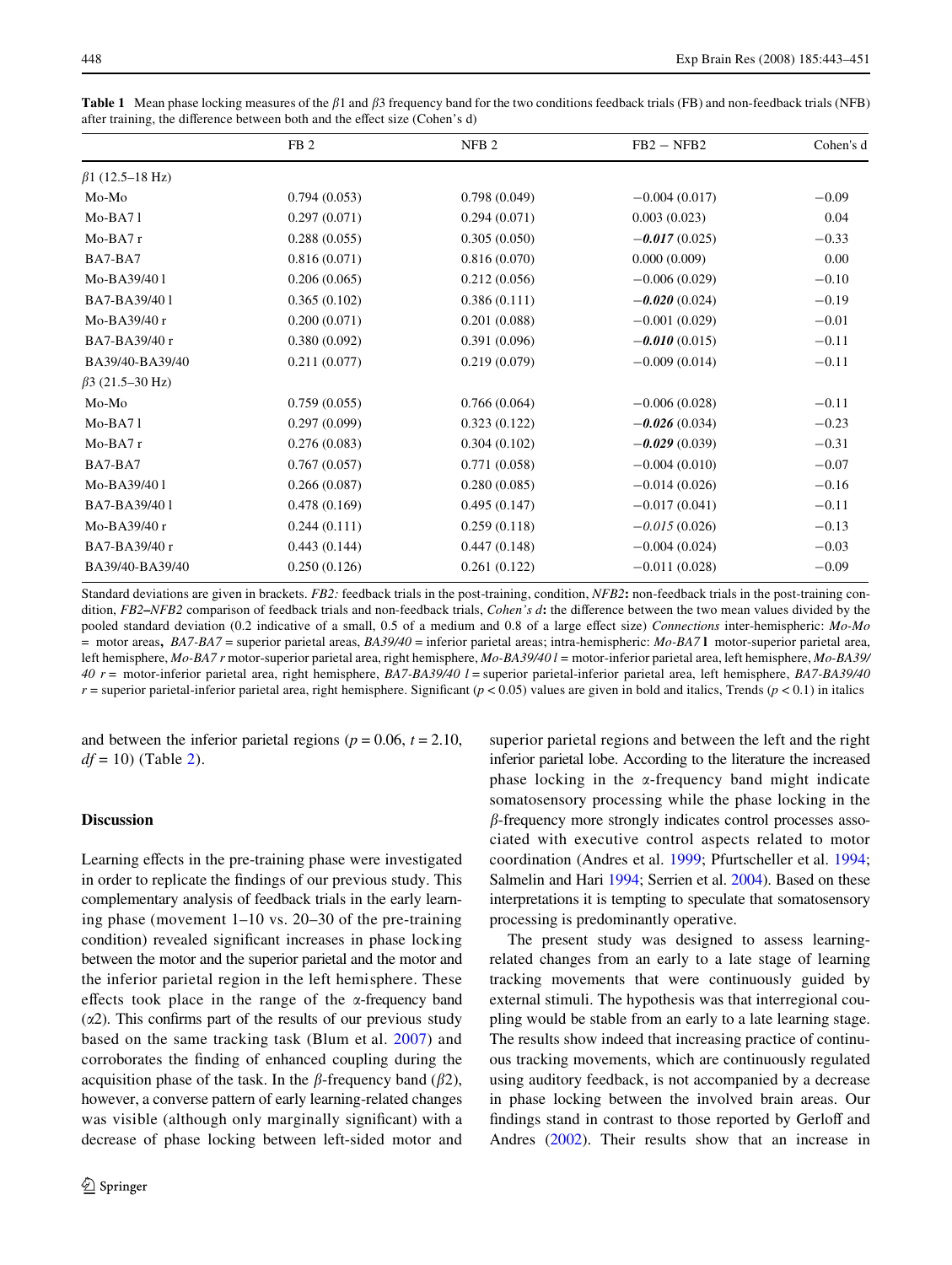**Table 1** Mean phase locking measures of the $\beta1$ and $\beta3$ frequency band for the two conditions feedback trials (FB) and non-feedback trials (NFB) after training, the difference between both and the effect size (Cohen's d)

| | FB 2 | NFB 2 | FB2 − NFB2 | Cohen's d |
|---|---|---|---|---|
| $\beta1$ (12.5–18 Hz) | | | | |
| Mo-Mo | 0.794 (0.053) | 0.798 (0.049) | −0.004 (0.017) | −0.09 |
| Mo-BA7 l | 0.297 (0.071) | 0.294 (0.071) | 0.003 (0.023) | 0.04 |
| Mo-BA7 r | 0.288 (0.055) | 0.305 (0.050) | ***−0.017*** (0.025) | −0.33 |
| BA7-BA7 | 0.816 (0.071) | 0.816 (0.070) | 0.000 (0.009) | 0.00 |
| Mo-BA39/40 l | 0.206 (0.065) | 0.212 (0.056) | −0.006 (0.029) | −0.10 |
| BA7-BA39/40 l | 0.365 (0.102) | 0.386 (0.111) | ***−0.020*** (0.024) | −0.19 |
| Mo-BA39/40 r | 0.200 (0.071) | 0.201 (0.088) | −0.001 (0.029) | −0.01 |
| BA7-BA39/40 r | 0.380 (0.092) | 0.391 (0.096) | ***−0.010*** (0.015) | −0.11 |
| BA39/40-BA39/40 | 0.211 (0.077) | 0.219 (0.079) | −0.009 (0.014) | −0.11 |
| $\beta3$ (21.5–30 Hz) | | | | |
| Mo-Mo | 0.759 (0.055) | 0.766 (0.064) | −0.006 (0.028) | −0.11 |
| Mo-BA7 l | 0.297 (0.099) | 0.323 (0.122) | ***−0.026*** (0.034) | −0.23 |
| Mo-BA7 r | 0.276 (0.083) | 0.304 (0.102) | ***−0.029*** (0.039) | −0.31 |
| BA7-BA7 | 0.767 (0.057) | 0.771 (0.058) | −0.004 (0.010) | −0.07 |
| Mo-BA39/40 l | 0.266 (0.087) | 0.280 (0.085) | −0.014 (0.026) | −0.16 |
| BA7-BA39/40 l | 0.478 (0.169) | 0.495 (0.147) | −0.017 (0.041) | −0.11 |
| Mo-BA39/40 r | 0.244 (0.111) | 0.259 (0.118) | *−0.015* (0.026) | −0.13 |
| BA7-BA39/40 r | 0.443 (0.144) | 0.447 (0.148) | −0.004 (0.024) | −0.03 |
| BA39/40-BA39/40 | 0.250 (0.126) | 0.261 (0.122) | −0.011 (0.028) | −0.09 |

Standard deviations are given in brackets. *FB2:* feedback trials in the post-training, condition, *NFB2***:** non-feedback trials in the post-training condition, *FB2–NFB2* comparison of feedback trials and non-feedback trials, *Cohen's d***:** the difference between the two mean values divided by the pooled standard deviation (0.2 indicative of a small, 0.5 of a medium and 0.8 of a large effect size) *Connections* inter-hemispheric: *Mo-Mo* = motor areas**,** *BA7-BA7* = superior parietal areas, *BA39/40* = inferior parietal areas; intra-hemispheric: *Mo-BA7* **l** motor-superior parietal area, left hemisphere, *Mo-BA7 r* motor-superior parietal area, right hemisphere, *Mo-BA39/40 l* = motor-inferior parietal area, left hemisphere, *Mo-BA39/40 r* = motor-inferior parietal area, right hemisphere, *BA7-BA39/40 l* = superior parietal-inferior parietal area, left hemisphere, *BA7-BA39/40 r* = superior parietal-inferior parietal area, right hemisphere. Significant ($p < 0.05$) values are given in bold and italics, Trends ($p < 0.1$) in italics

and between the inferior parietal regions ($p = 0.06$, $t = 2.10$, $df = 10$) (Table 2).

## Discussion

Learning effects in the pre-training phase were investigated in order to replicate the findings of our previous study. This complementary analysis of feedback trials in the early learning phase (movement 1–10 vs. 20–30 of the pre-training condition) revealed significant increases in phase locking between the motor and the superior parietal and the motor and the inferior parietal region in the left hemisphere. These effects took place in the range of the $\alpha$-frequency band ($\alpha2$). This confirms part of the results of our previous study based on the same tracking task (Blum et al. 2007) and corroborates the finding of enhanced coupling during the acquisition phase of the task. In the $\beta$-frequency band ($\beta2$), however, a converse pattern of early learning-related changes was visible (although only marginally significant) with a decrease of phase locking between left-sided motor and superior parietal regions and between the left and the right inferior parietal lobe. According to the literature the increased phase locking in the $\alpha$-frequency band might indicate somatosensory processing while the phase locking in the $\beta$-frequency more strongly indicates control processes associated with executive control aspects related to motor coordination (Andres et al. 1999; Pfurtscheller et al. 1994; Salmelin and Hari 1994; Serrien et al. 2004). Based on these interpretations it is tempting to speculate that somatosensory processing is predominantly operative.

The present study was designed to assess learning-related changes from an early to a late stage of learning tracking movements that were continuously guided by external stimuli. The hypothesis was that interregional coupling would be stable from an early to a late learning stage. The results show indeed that increasing practice of continuous tracking movements, which are continuously regulated using auditory feedback, is not accompanied by a decrease in phase locking between the involved brain areas. Our findings stand in contrast to those reported by Gerloff and Andres (2002). Their results show that an increase in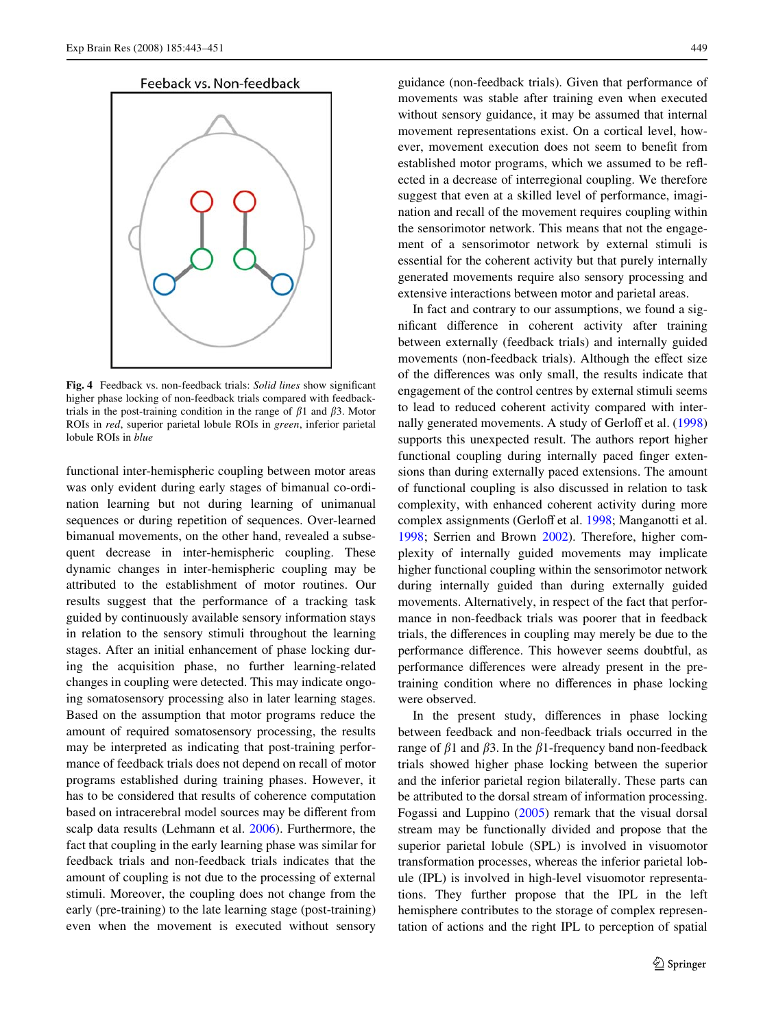Feeback vs. Non-feedback

Fig. 4 Feedback vs. non-feedback trials: *Solid lines* show significant higher phase locking of non-feedback trials compared with feedback-trials in the post-training condition in the range of $\beta 1$ and $\beta 3$. Motor ROIs in *red*, superior parietal lobule ROIs in *green*, inferior parietal lobule ROIs in *blue*

functional inter-hemispheric coupling between motor areas was only evident during early stages of bimanual co-ordination learning but not during learning of unimanual sequences or during repetition of sequences. Over-learned bimanual movements, on the other hand, revealed a subsequent decrease in inter-hemispheric coupling. These dynamic changes in inter-hemispheric coupling may be attributed to the establishment of motor routines. Our results suggest that the performance of a tracking task guided by continuously available sensory information stays in relation to the sensory stimuli throughout the learning stages. After an initial enhancement of phase locking during the acquisition phase, no further learning-related changes in coupling were detected. This may indicate ongoing somatosensory processing also in later learning stages. Based on the assumption that motor programs reduce the amount of required somatosensory processing, the results may be interpreted as indicating that post-training performance of feedback trials does not depend on recall of motor programs established during training phases. However, it has to be considered that results of coherence computation based on intracerebral model sources may be different from scalp data results (Lehmann et al. 2006). Furthermore, the fact that coupling in the early learning phase was similar for feedback trials and non-feedback trials indicates that the amount of coupling is not due to the processing of external stimuli. Moreover, the coupling does not change from the early (pre-training) to the late learning stage (post-training) even when the movement is executed without sensory guidance (non-feedback trials). Given that performance of movements was stable after training even when executed without sensory guidance, it may be assumed that internal movement representations exist. On a cortical level, however, movement execution does not seem to benefit from established motor programs, which we assumed to be reflected in a decrease of interregional coupling. We therefore suggest that even at a skilled level of performance, imagination and recall of the movement requires coupling within the sensorimotor network. This means that not the engagement of a sensorimotor network by external stimuli is essential for the coherent activity but that purely internally generated movements require also sensory processing and extensive interactions between motor and parietal areas.

In fact and contrary to our assumptions, we found a significant difference in coherent activity after training between externally (feedback trials) and internally guided movements (non-feedback trials). Although the effect size of the differences was only small, the results indicate that engagement of the control centres by external stimuli seems to lead to reduced coherent activity compared with internally generated movements. A study of Gerloff et al. (1998) supports this unexpected result. The authors report higher functional coupling during internally paced finger extensions than during externally paced extensions. The amount of functional coupling is also discussed in relation to task complexity, with enhanced coherent activity during more complex assignments (Gerloff et al. 1998; Manganotti et al. 1998; Serrien and Brown 2002). Therefore, higher complexity of internally guided movements may implicate higher functional coupling within the sensorimotor network during internally guided than during externally guided movements. Alternatively, in respect of the fact that performance in non-feedback trials was poorer than in feedback trials, the differences in coupling may merely be due to the performance difference. This however seems doubtful, as performance differences were already present in the pre-training condition where no differences in phase locking were observed.

In the present study, differences in phase locking between feedback and non-feedback trials occurred in the range of $\beta 1$ and $\beta 3$. In the $\beta 1$-frequency band non-feedback trials showed higher phase locking between the superior and the inferior parietal region bilaterally. These parts can be attributed to the dorsal stream of information processing. Fogassi and Luppino (2005) remark that the visual dorsal stream may be functionally divided and propose that the superior parietal lobule (SPL) is involved in visuomotor transformation processes, whereas the inferior parietal lobule (IPL) is involved in high-level visuomotor representations. They further propose that the IPL in the left hemisphere contributes to the storage of complex representation of actions and the right IPL to perception of spatial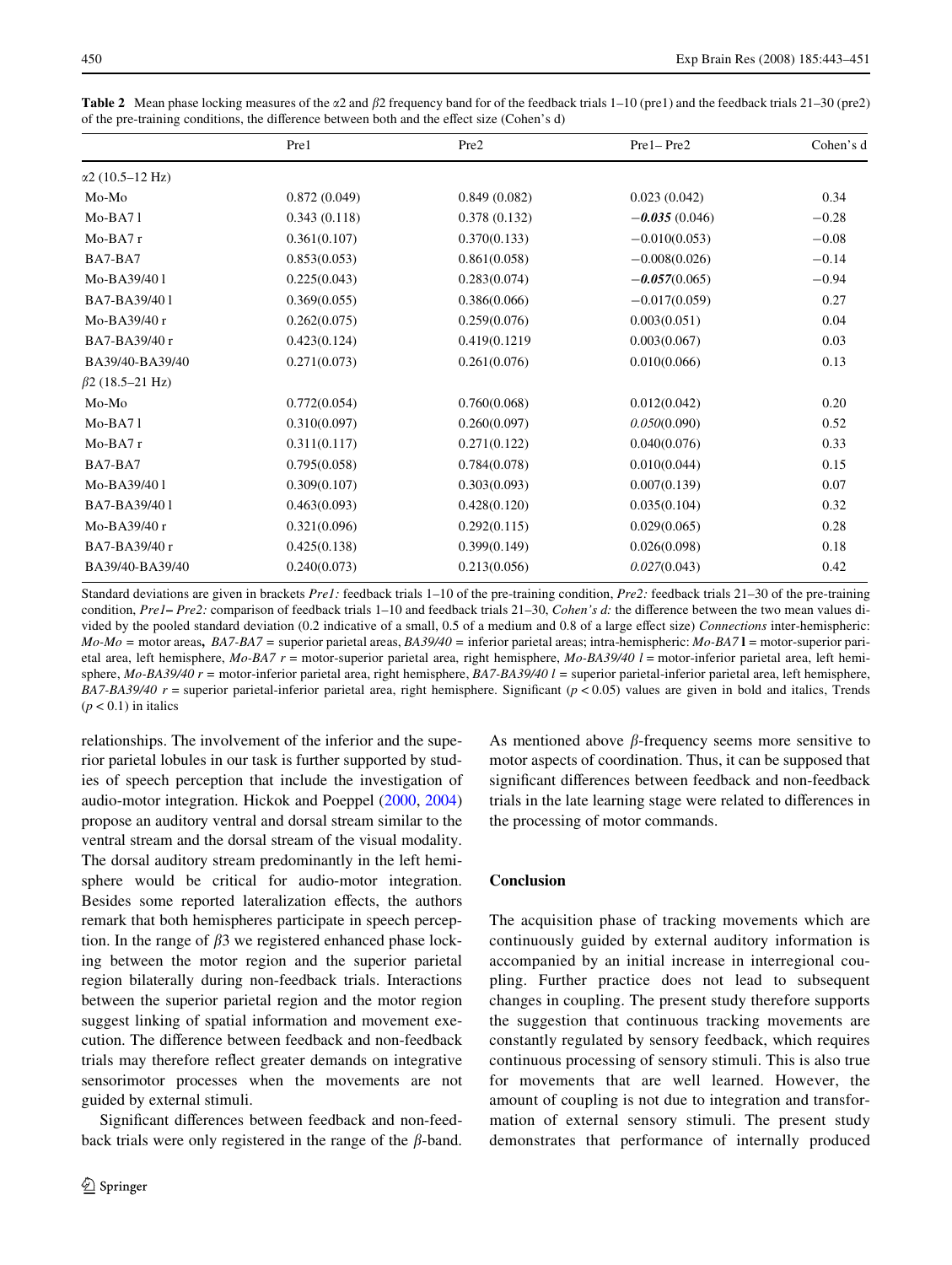**Table 2** Mean phase locking measures of the α2 and β2 frequency band for of the feedback trials 1–10 (pre1) and the feedback trials 21–30 (pre2) of the pre-training conditions, the difference between both and the effect size (Cohen's d)

| | Pre1 | Pre2 | Pre1– Pre2 | Cohen's d |
|---|---|---|---|---|
| α2 (10.5–12 Hz) | | | | |
| Mo-Mo | 0.872 (0.049) | 0.849 (0.082) | 0.023 (0.042) | 0.34 |
| Mo-BA7 l | 0.343 (0.118) | 0.378 (0.132) | ***−0.035*** (0.046) | −0.28 |
| Mo-BA7 r | 0.361(0.107) | 0.370(0.133) | −0.010(0.053) | −0.08 |
| BA7-BA7 | 0.853(0.053) | 0.861(0.058) | −0.008(0.026) | −0.14 |
| Mo-BA39/40 l | 0.225(0.043) | 0.283(0.074) | ***−0.057***(0.065) | −0.94 |
| BA7-BA39/40 l | 0.369(0.055) | 0.386(0.066) | −0.017(0.059) | 0.27 |
| Mo-BA39/40 r | 0.262(0.075) | 0.259(0.076) | 0.003(0.051) | 0.04 |
| BA7-BA39/40 r | 0.423(0.124) | 0.419(0.1219 | 0.003(0.067) | 0.03 |
| BA39/40-BA39/40 | 0.271(0.073) | 0.261(0.076) | 0.010(0.066) | 0.13 |
| β2 (18.5–21 Hz) | | | | |
| Mo-Mo | 0.772(0.054) | 0.760(0.068) | 0.012(0.042) | 0.20 |
| Mo-BA7 l | 0.310(0.097) | 0.260(0.097) | *0.050*(0.090) | 0.52 |
| Mo-BA7 r | 0.311(0.117) | 0.271(0.122) | 0.040(0.076) | 0.33 |
| BA7-BA7 | 0.795(0.058) | 0.784(0.078) | 0.010(0.044) | 0.15 |
| Mo-BA39/40 l | 0.309(0.107) | 0.303(0.093) | 0.007(0.139) | 0.07 |
| BA7-BA39/40 l | 0.463(0.093) | 0.428(0.120) | 0.035(0.104) | 0.32 |
| Mo-BA39/40 r | 0.321(0.096) | 0.292(0.115) | 0.029(0.065) | 0.28 |
| BA7-BA39/40 r | 0.425(0.138) | 0.399(0.149) | 0.026(0.098) | 0.18 |
| BA39/40-BA39/40 | 0.240(0.073) | 0.213(0.056) | *0.027*(0.043) | 0.42 |

Standard deviations are given in brackets *Pre1:* feedback trials 1–10 of the pre-training condition, *Pre2:* feedback trials 21–30 of the pre-training condition, *Pre1– Pre2:* comparison of feedback trials 1–10 and feedback trials 21–30, *Cohen's d:* the difference between the two mean values divided by the pooled standard deviation (0.2 indicative of a small, 0.5 of a medium and 0.8 of a large effect size) *Connections* inter-hemispheric: *Mo-Mo* = motor areas, *BA7-BA7* = superior parietal areas, *BA39/40* = inferior parietal areas; intra-hemispheric: *Mo-BA7* **l** = motor-superior parietal area, left hemisphere, *Mo-BA7 r* = motor-superior parietal area, right hemisphere, *Mo-BA39/40 l* = motor-inferior parietal area, left hemisphere, *Mo-BA39/40 r* = motor-inferior parietal area, right hemisphere, *BA7-BA39/40 l* = superior parietal-inferior parietal area, left hemisphere, *BA7-BA39/40 r* = superior parietal-inferior parietal area, right hemisphere. Significant ($p < 0.05$) values are given in bold and italics, Trends ($p < 0.1$) in italics

relationships. The involvement of the inferior and the superior parietal lobules in our task is further supported by studies of speech perception that include the investigation of audio-motor integration. Hickok and Poeppel (2000, 2004) propose an auditory ventral and dorsal stream similar to the ventral stream and the dorsal stream of the visual modality. The dorsal auditory stream predominantly in the left hemisphere would be critical for audio-motor integration. Besides some reported lateralization effects, the authors remark that both hemispheres participate in speech perception. In the range of β3 we registered enhanced phase locking between the motor region and the superior parietal region bilaterally during non-feedback trials. Interactions between the superior parietal region and the motor region suggest linking of spatial information and movement execution. The difference between feedback and non-feedback trials may therefore reflect greater demands on integrative sensorimotor processes when the movements are not guided by external stimuli.

Significant differences between feedback and non-feedback trials were only registered in the range of the β-band. As mentioned above β-frequency seems more sensitive to motor aspects of coordination. Thus, it can be supposed that significant differences between feedback and non-feedback trials in the late learning stage were related to differences in the processing of motor commands.

## Conclusion

The acquisition phase of tracking movements which are continuously guided by external auditory information is accompanied by an initial increase in interregional coupling. Further practice does not lead to subsequent changes in coupling. The present study therefore supports the suggestion that continuous tracking movements are constantly regulated by sensory feedback, which requires continuous processing of sensory stimuli. This is also true for movements that are well learned. However, the amount of coupling is not due to integration and transformation of external sensory stimuli. The present study demonstrates that performance of internally produced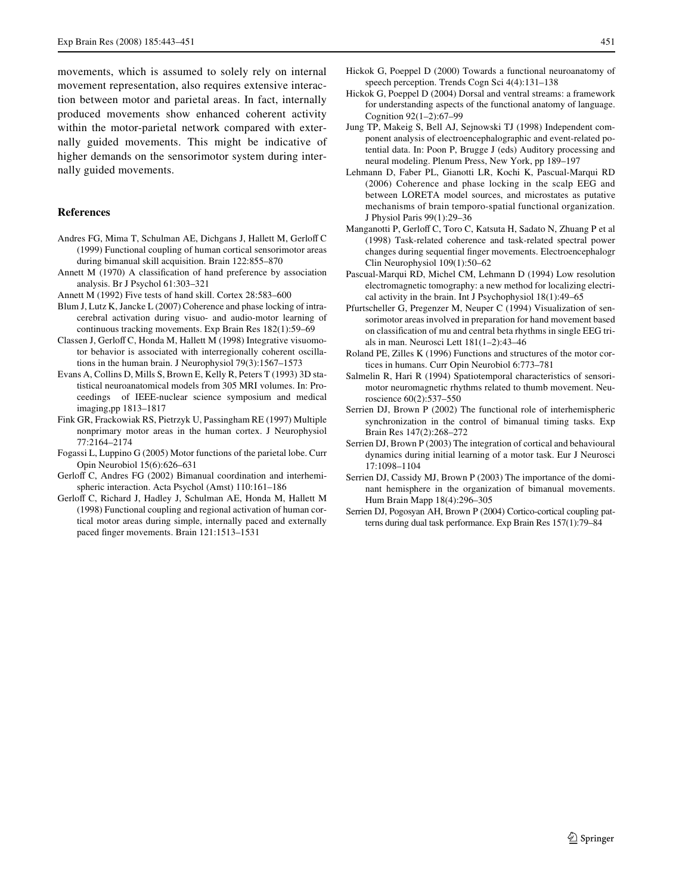movements, which is assumed to solely rely on internal movement representation, also requires extensive interaction between motor and parietal areas. In fact, internally produced movements show enhanced coherent activity within the motor-parietal network compared with externally guided movements. This might be indicative of higher demands on the sensorimotor system during internally guided movements.

## References

Andres FG, Mima T, Schulman AE, Dichgans J, Hallett M, Gerloff C (1999) Functional coupling of human cortical sensorimotor areas during bimanual skill acquisition. Brain 122:855–870

Annett M (1970) A classification of hand preference by association analysis. Br J Psychol 61:303–321

Annett M (1992) Five tests of hand skill. Cortex 28:583–600

Blum J, Lutz K, Jancke L (2007) Coherence and phase locking of intracerebral activation during visuo- and audio-motor learning of continuous tracking movements. Exp Brain Res 182(1):59–69

Classen J, Gerloff C, Honda M, Hallett M (1998) Integrative visuomotor behavior is associated with interregionally coherent oscillations in the human brain. J Neurophysiol 79(3):1567–1573

Evans A, Collins D, Mills S, Brown E, Kelly R, Peters T (1993) 3D statistical neuroanatomical models from 305 MRI volumes. In: Proceedings of IEEE-nuclear science symposium and medical imaging,pp 1813–1817

Fink GR, Frackowiak RS, Pietrzyk U, Passingham RE (1997) Multiple nonprimary motor areas in the human cortex. J Neurophysiol 77:2164–2174

Fogassi L, Luppino G (2005) Motor functions of the parietal lobe. Curr Opin Neurobiol 15(6):626–631

Gerloff C, Andres FG (2002) Bimanual coordination and interhemispheric interaction. Acta Psychol (Amst) 110:161–186

Gerloff C, Richard J, Hadley J, Schulman AE, Honda M, Hallett M (1998) Functional coupling and regional activation of human cortical motor areas during simple, internally paced and externally paced finger movements. Brain 121:1513–1531

Hickok G, Poeppel D (2000) Towards a functional neuroanatomy of speech perception. Trends Cogn Sci 4(4):131–138

Hickok G, Poeppel D (2004) Dorsal and ventral streams: a framework for understanding aspects of the functional anatomy of language. Cognition 92(1–2):67–99

Jung TP, Makeig S, Bell AJ, Sejnowski TJ (1998) Independent component analysis of electroencephalographic and event-related potential data. In: Poon P, Brugge J (eds) Auditory processing and neural modeling. Plenum Press, New York, pp 189–197

Lehmann D, Faber PL, Gianotti LR, Kochi K, Pascual-Marqui RD (2006) Coherence and phase locking in the scalp EEG and between LORETA model sources, and microstates as putative mechanisms of brain temporo-spatial functional organization. J Physiol Paris 99(1):29–36

Manganotti P, Gerloff C, Toro C, Katsuta H, Sadato N, Zhuang P et al (1998) Task-related coherence and task-related spectral power changes during sequential finger movements. Electroencephalogr Clin Neurophysiol 109(1):50–62

Pascual-Marqui RD, Michel CM, Lehmann D (1994) Low resolution electromagnetic tomography: a new method for localizing electrical activity in the brain. Int J Psychophysiol 18(1):49–65

Pfurtscheller G, Pregenzer M, Neuper C (1994) Visualization of sensorimotor areas involved in preparation for hand movement based on classification of mu and central beta rhythms in single EEG trials in man. Neurosci Lett 181(1–2):43–46

Roland PE, Zilles K (1996) Functions and structures of the motor cortices in humans. Curr Opin Neurobiol 6:773–781

Salmelin R, Hari R (1994) Spatiotemporal characteristics of sensorimotor neuromagnetic rhythms related to thumb movement. Neuroscience 60(2):537–550

Serrien DJ, Brown P (2002) The functional role of interhemispheric synchronization in the control of bimanual timing tasks. Exp Brain Res 147(2):268–272

Serrien DJ, Brown P (2003) The integration of cortical and behavioural dynamics during initial learning of a motor task. Eur J Neurosci 17:1098–1104

Serrien DJ, Cassidy MJ, Brown P (2003) The importance of the dominant hemisphere in the organization of bimanual movements. Hum Brain Mapp 18(4):296–305

Serrien DJ, Pogosyan AH, Brown P (2004) Cortico-cortical coupling patterns during dual task performance. Exp Brain Res 157(1):79–84